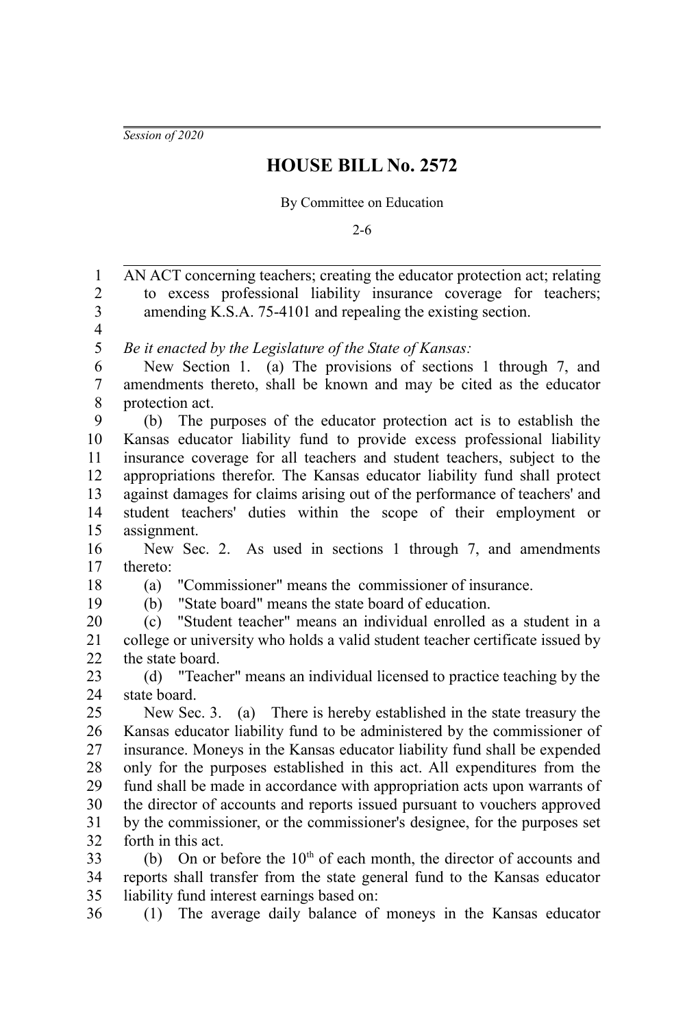*Session of 2020*

# HOUSE BILL No. 2572

By Committee on Education

2-6

AN ACT concerning teachers; creating the educator protection act; relating to excess professional liability insurance coverage for teachers; amending K.S.A. 75-4101 and repealing the existing section.

*Be it enacted by the Legislature of the State of Kansas:*

New Section 1. (a) The provisions of sections 1 through 7, and amendments thereto, shall be known and may be cited as the educator protection act.

(b) The purposes of the educator protection act is to establish the Kansas educator liability fund to provide excess professional liability insurance coverage for all teachers and student teachers, subject to the appropriations therefor. The Kansas educator liability fund shall protect against damages for claims arising out of the performance of teachers' and student teachers' duties within the scope of their employment or assignment.

New Sec. 2. As used in sections 1 through 7, and amendments thereto:

(a) "Commissioner" means the commissioner of insurance.

(b) "State board" means the state board of education.

(c) "Student teacher" means an individual enrolled as a student in a college or university who holds a valid student teacher certificate issued by the state board.

(d) "Teacher" means an individual licensed to practice teaching by the state board.

New Sec. 3. (a) There is hereby established in the state treasury the Kansas educator liability fund to be administered by the commissioner of insurance. Moneys in the Kansas educator liability fund shall be expended only for the purposes established in this act. All expenditures from the fund shall be made in accordance with appropriation acts upon warrants of the director of accounts and reports issued pursuant to vouchers approved by the commissioner, or the commissioner's designee, for the purposes set forth in this act.

(b) On or before the 10th of each month, the director of accounts and reports shall transfer from the state general fund to the Kansas educator liability fund interest earnings based on:

(1) The average daily balance of moneys in the Kansas educator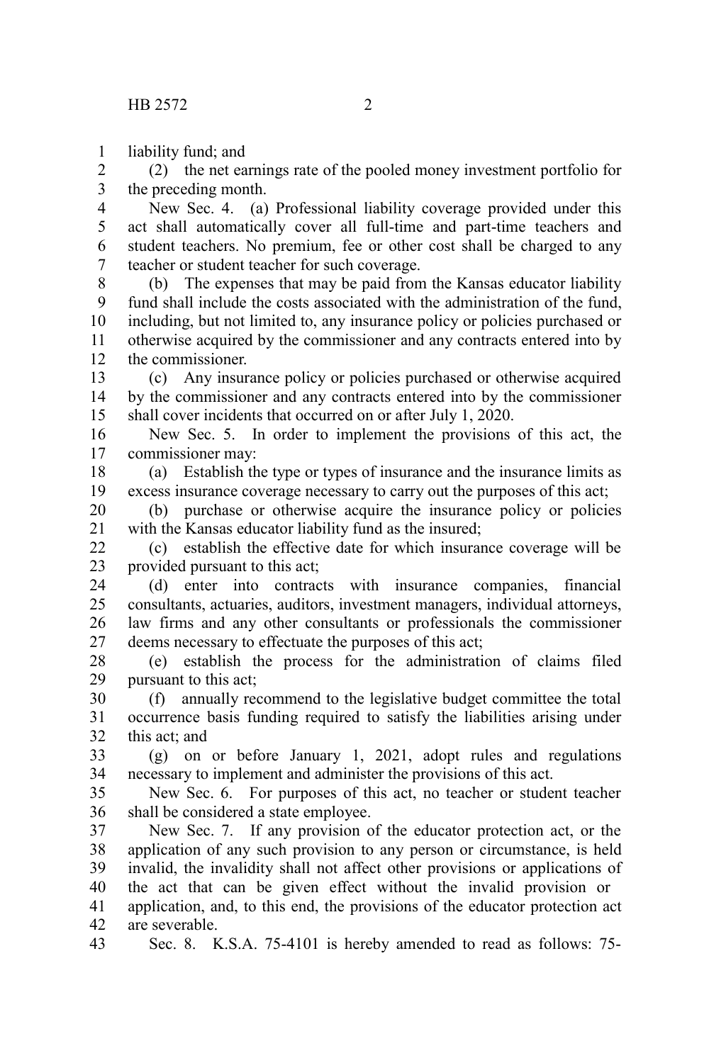liability fund; and

(2) the net earnings rate of the pooled money investment portfolio for the preceding month.

New Sec. 4. (a) Professional liability coverage provided under this act shall automatically cover all full-time and part-time teachers and student teachers. No premium, fee or other cost shall be charged to any teacher or student teacher for such coverage.

(b) The expenses that may be paid from the Kansas educator liability fund shall include the costs associated with the administration of the fund, including, but not limited to, any insurance policy or policies purchased or otherwise acquired by the commissioner and any contracts entered into by the commissioner.

(c) Any insurance policy or policies purchased or otherwise acquired by the commissioner and any contracts entered into by the commissioner shall cover incidents that occurred on or after July 1, 2020.

New Sec. 5. In order to implement the provisions of this act, the commissioner may:

(a) Establish the type or types of insurance and the insurance limits as excess insurance coverage necessary to carry out the purposes of this act;

(b) purchase or otherwise acquire the insurance policy or policies with the Kansas educator liability fund as the insured;

(c) establish the effective date for which insurance coverage will be provided pursuant to this act;

(d) enter into contracts with insurance companies, financial consultants, actuaries, auditors, investment managers, individual attorneys, law firms and any other consultants or professionals the commissioner deems necessary to effectuate the purposes of this act;

(e) establish the process for the administration of claims filed pursuant to this act;

(f) annually recommend to the legislative budget committee the total occurrence basis funding required to satisfy the liabilities arising under this act; and

(g) on or before January 1, 2021, adopt rules and regulations necessary to implement and administer the provisions of this act.

New Sec. 6. For purposes of this act, no teacher or student teacher shall be considered a state employee.

New Sec. 7. If any provision of the educator protection act, or the application of any such provision to any person or circumstance, is held invalid, the invalidity shall not affect other provisions or applications of the act that can be given effect without the invalid provision or application, and, to this end, the provisions of the educator protection act are severable.

Sec. 8. K.S.A. 75-4101 is hereby amended to read as follows: 75-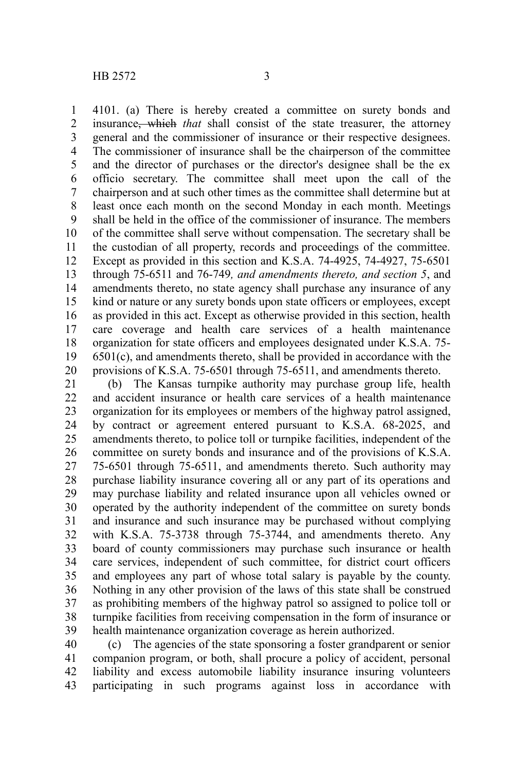4101. (a) There is hereby created a committee on surety bonds and insurance~~, which~~ *that* shall consist of the state treasurer, the attorney general and the commissioner of insurance or their respective designees. The commissioner of insurance shall be the chairperson of the committee and the director of purchases or the director's designee shall be the ex officio secretary. The committee shall meet upon the call of the chairperson and at such other times as the committee shall determine but at least once each month on the second Monday in each month. Meetings shall be held in the office of the commissioner of insurance. The members of the committee shall serve without compensation. The secretary shall be the custodian of all property, records and proceedings of the committee. Except as provided in this section and K.S.A. 74-4925, 74-4927, 75-6501 through 75-6511 and 76-749*, and amendments thereto, and section 5*, and amendments thereto, no state agency shall purchase any insurance of any kind or nature or any surety bonds upon state officers or employees, except as provided in this act. Except as otherwise provided in this section, health care coverage and health care services of a health maintenance organization for state officers and employees designated under K.S.A. 75-6501(c), and amendments thereto, shall be provided in accordance with the provisions of K.S.A. 75-6501 through 75-6511, and amendments thereto.

(b) The Kansas turnpike authority may purchase group life, health and accident insurance or health care services of a health maintenance organization for its employees or members of the highway patrol assigned, by contract or agreement entered pursuant to K.S.A. 68-2025, and amendments thereto, to police toll or turnpike facilities, independent of the committee on surety bonds and insurance and of the provisions of K.S.A. 75-6501 through 75-6511, and amendments thereto. Such authority may purchase liability insurance covering all or any part of its operations and may purchase liability and related insurance upon all vehicles owned or operated by the authority independent of the committee on surety bonds and insurance and such insurance may be purchased without complying with K.S.A. 75-3738 through 75-3744, and amendments thereto. Any board of county commissioners may purchase such insurance or health care services, independent of such committee, for district court officers and employees any part of whose total salary is payable by the county. Nothing in any other provision of the laws of this state shall be construed as prohibiting members of the highway patrol so assigned to police toll or turnpike facilities from receiving compensation in the form of insurance or health maintenance organization coverage as herein authorized.

(c) The agencies of the state sponsoring a foster grandparent or senior companion program, or both, shall procure a policy of accident, personal liability and excess automobile liability insurance insuring volunteers participating in such programs against loss in accordance with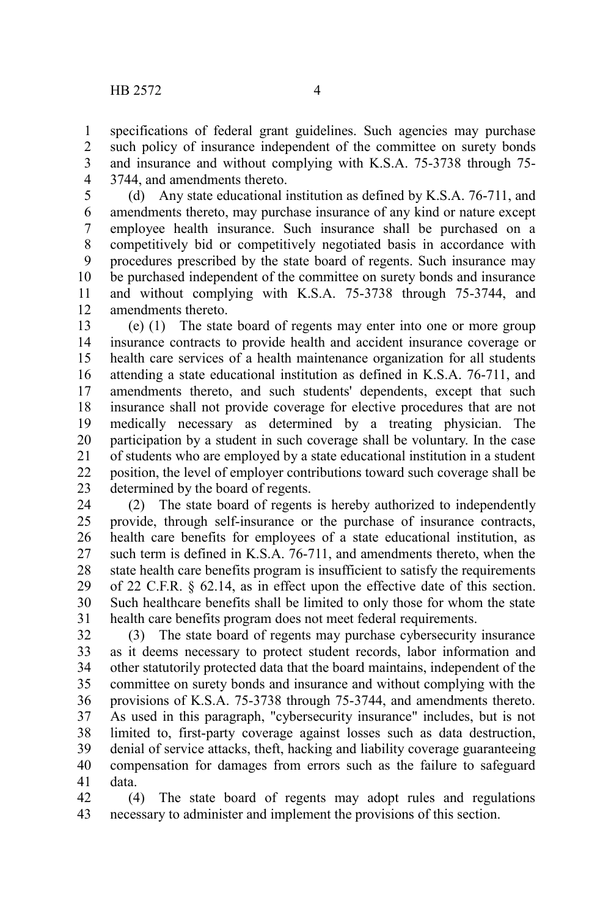specifications of federal grant guidelines. Such agencies may purchase such policy of insurance independent of the committee on surety bonds and insurance and without complying with K.S.A. 75-3738 through 75-3744, and amendments thereto.

(d) Any state educational institution as defined by K.S.A. 76-711, and amendments thereto, may purchase insurance of any kind or nature except employee health insurance. Such insurance shall be purchased on a competitively bid or competitively negotiated basis in accordance with procedures prescribed by the state board of regents. Such insurance may be purchased independent of the committee on surety bonds and insurance and without complying with K.S.A. 75-3738 through 75-3744, and amendments thereto.

(e) (1) The state board of regents may enter into one or more group insurance contracts to provide health and accident insurance coverage or health care services of a health maintenance organization for all students attending a state educational institution as defined in K.S.A. 76-711, and amendments thereto, and such students' dependents, except that such insurance shall not provide coverage for elective procedures that are not medically necessary as determined by a treating physician. The participation by a student in such coverage shall be voluntary. In the case of students who are employed by a state educational institution in a student position, the level of employer contributions toward such coverage shall be determined by the board of regents.

(2) The state board of regents is hereby authorized to independently provide, through self-insurance or the purchase of insurance contracts, health care benefits for employees of a state educational institution, as such term is defined in K.S.A. 76-711, and amendments thereto, when the state health care benefits program is insufficient to satisfy the requirements of 22 C.F.R. § 62.14, as in effect upon the effective date of this section. Such healthcare benefits shall be limited to only those for whom the state health care benefits program does not meet federal requirements.

(3) The state board of regents may purchase cybersecurity insurance as it deems necessary to protect student records, labor information and other statutorily protected data that the board maintains, independent of the committee on surety bonds and insurance and without complying with the provisions of K.S.A. 75-3738 through 75-3744, and amendments thereto. As used in this paragraph, "cybersecurity insurance" includes, but is not limited to, first-party coverage against losses such as data destruction, denial of service attacks, theft, hacking and liability coverage guaranteeing compensation for damages from errors such as the failure to safeguard data.

(4) The state board of regents may adopt rules and regulations necessary to administer and implement the provisions of this section.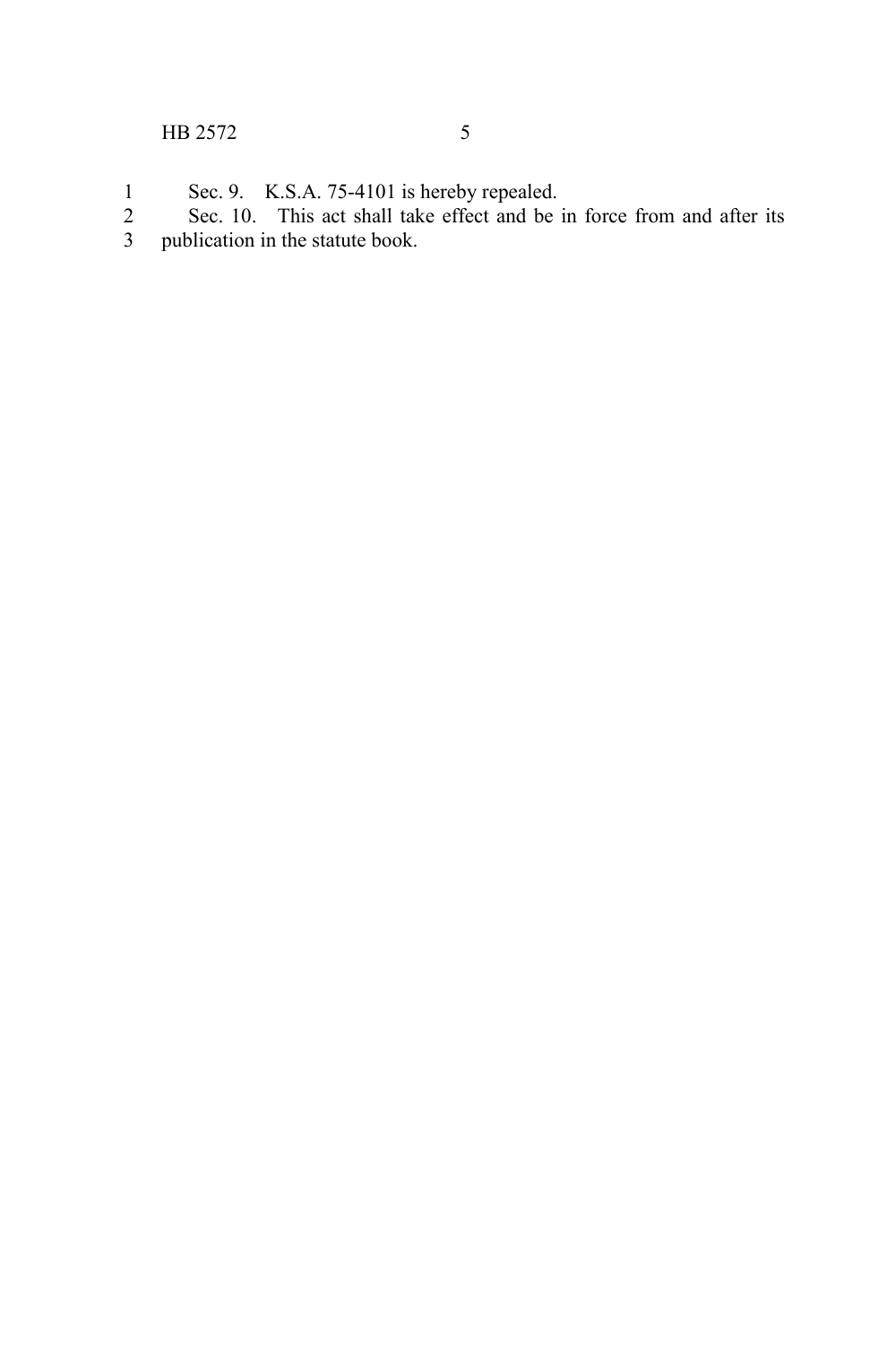Sec. 9. K.S.A. 75-4101 is hereby repealed.

Sec. 10. This act shall take effect and be in force from and after its publication in the statute book.